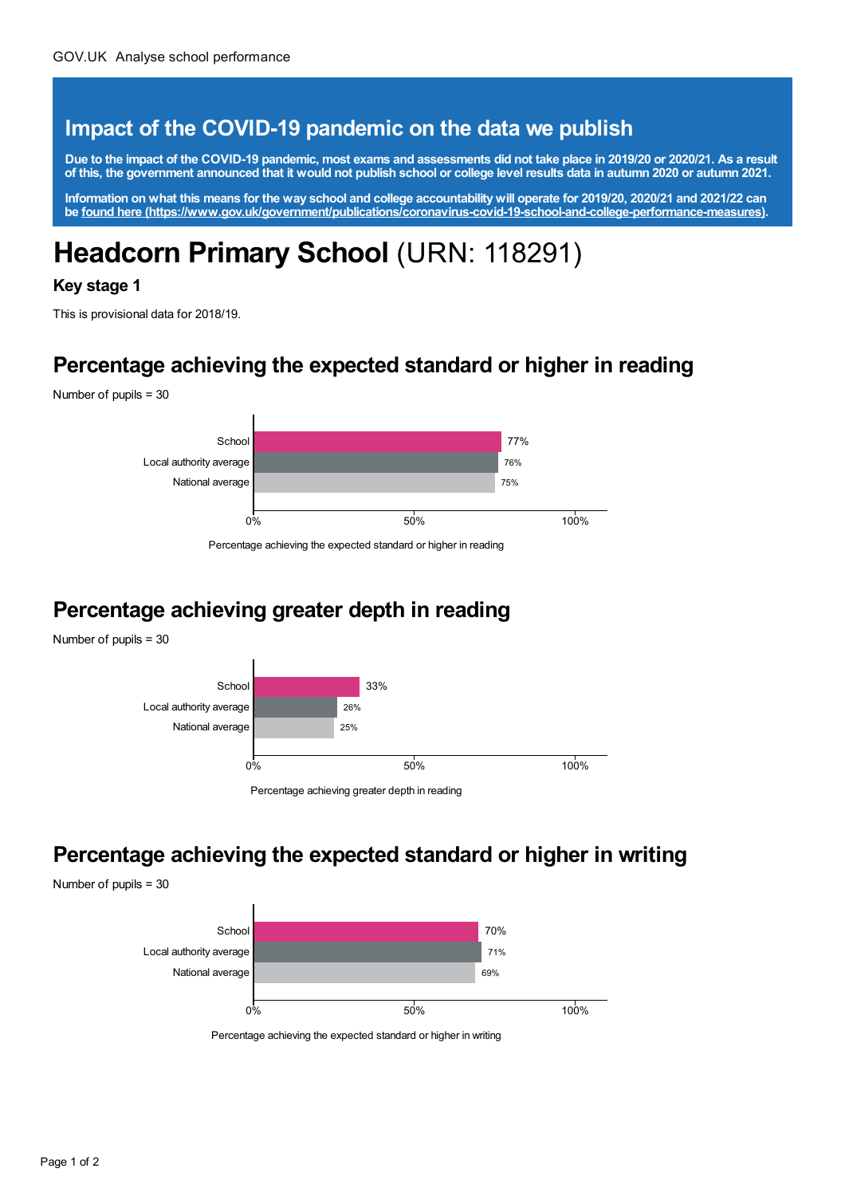GOV.UK Analyse school performance

## Impact of the COVID-19 pandemic on the data we publish

**Due to the impact of the COVID-19 pandemic, most exams and assessments did not take place in 2019/20 or 2020/21. As a result of this, the government announced that it would not publish school or college level results data in autumn 2020 or autumn 2021.**

**Information on what this means for the way school and college accountability will operate for 2019/20, 2020/21 and 2021/22 can be [found here (https://www.gov.uk/government/publications/coronavirus-covid-19-school-and-college-performance-measures)](https://www.gov.uk/government/publications/coronavirus-covid-19-school-and-college-performance-measures).**

# **Headcorn Primary School** (URN: 118291)

### Key stage 1

This is provisional data for 2018/19.

## Percentage achieving the expected standard or higher in reading

Number of pupils = 30

| | Percentage achieving the expected standard or higher in reading |
|---|---|
| School | 77% |
| Local authority average | 76% |
| National average | 75% |

## Percentage achieving greater depth in reading

Number of pupils = 30

| | Percentage achieving greater depth in reading |
|---|---|
| School | 33% |
| Local authority average | 26% |
| National average | 25% |

## Percentage achieving the expected standard or higher in writing

Number of pupils = 30

| | Percentage achieving the expected standard or higher in writing |
|---|---|
| School | 70% |
| Local authority average | 71% |
| National average | 69% |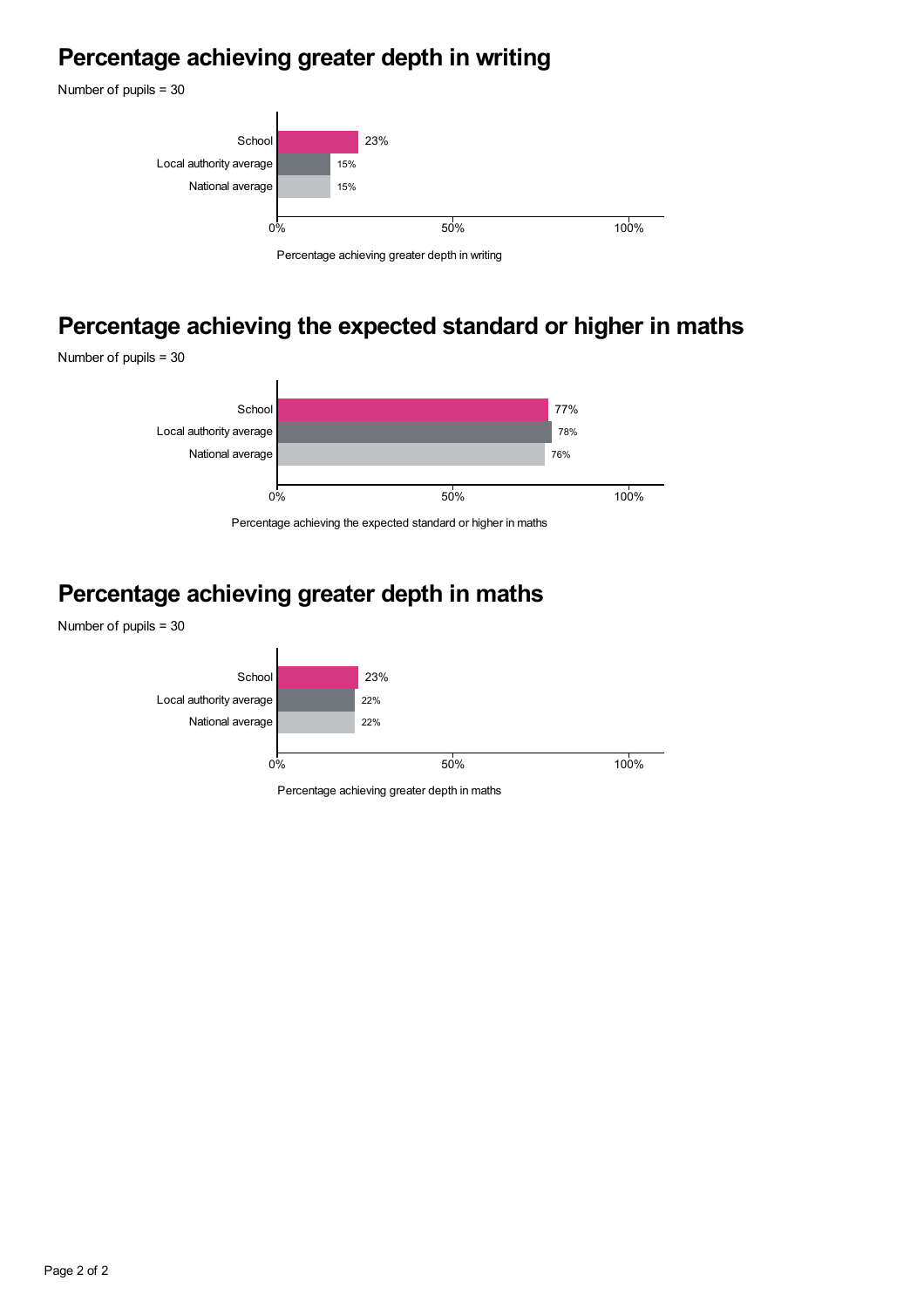## Percentage achieving greater depth in writing

Number of pupils = 30

School
23%
Local authority average
15%
National average
15%

0%
50%
100%

Percentage achieving greater depth in writing

## Percentage achieving the expected standard or higher in maths

Number of pupils = 30

School
77%
Local authority average
78%
National average
76%

0%
50%
100%

Percentage achieving the expected standard or higher in maths

## Percentage achieving greater depth in maths

Number of pupils = 30

School
23%
Local authority average
22%
National average
22%

0%
50%
100%

Percentage achieving greater depth in maths